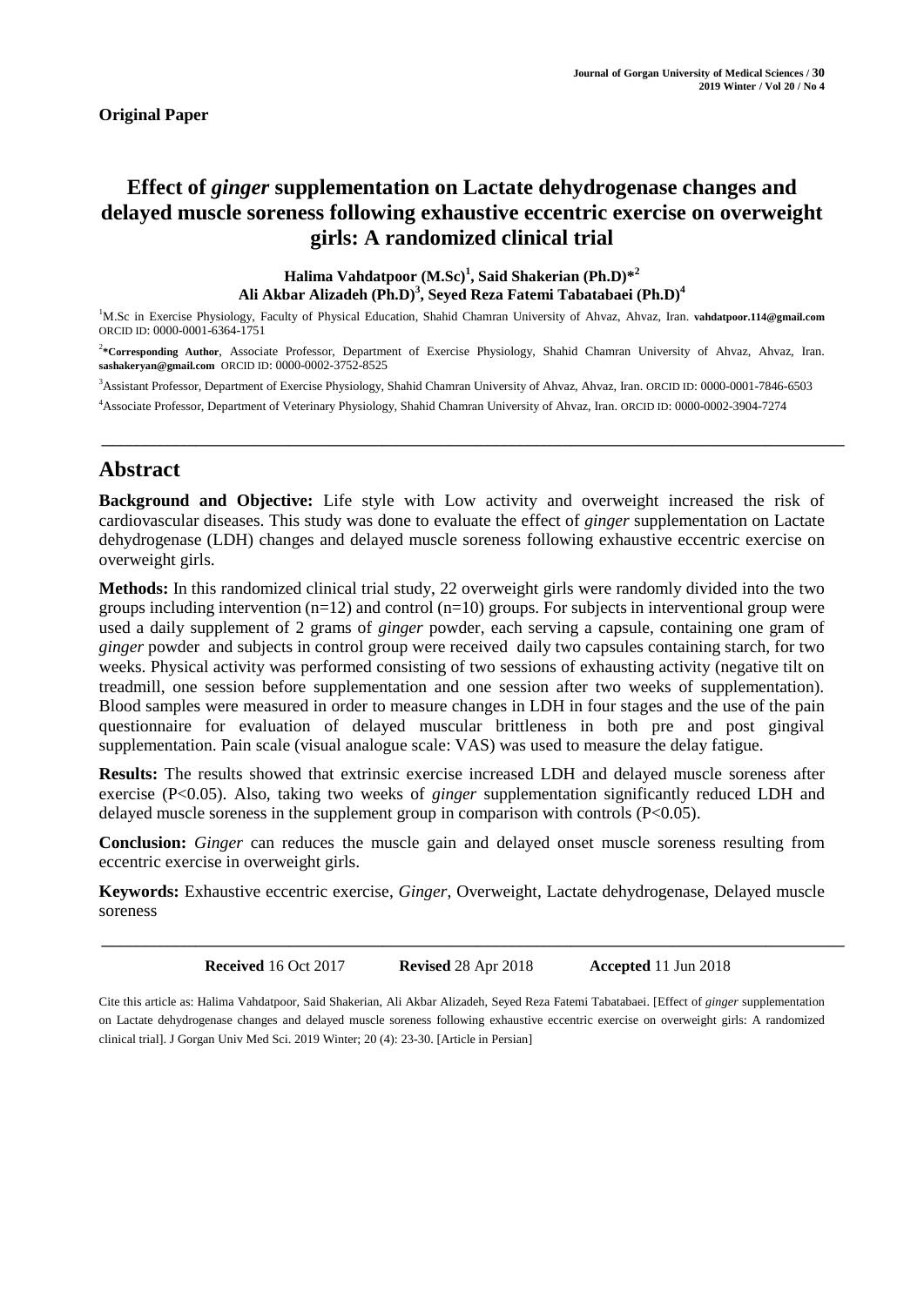**Original Paper**

# Effect of *ginger* supplementation on Lactate dehydrogenase changes and delayed muscle soreness following exhaustive eccentric exercise on overweight girls: A randomized clinical trial

**Halima Vahdatpoor (M.Sc)[1], Said Shakerian (Ph.D)*[2]**
**Ali Akbar Alizadeh (Ph.D)[3], Seyed Reza Fatemi Tabatabaei (Ph.D)[4]**

[1]M.Sc in Exercise Physiology, Faculty of Physical Education, Shahid Chamran University of Ahvaz, Ahvaz, Iran. **vahdatpoor.114@gmail.com** ORCID ID: 0000-0001-6364-1751

[2]***Corresponding Author**, Associate Professor, Department of Exercise Physiology, Shahid Chamran University of Ahvaz, Ahvaz, Iran. **sashakeryan@gmail.com** ORCID ID: 0000-0002-3752-8525

[3]Assistant Professor, Department of Exercise Physiology, Shahid Chamran University of Ahvaz, Ahvaz, Iran. ORCID ID: 0000-0001-7846-6503

[4]Associate Professor, Department of Veterinary Physiology, Shahid Chamran University of Ahvaz, Iran. ORCID ID: 0000-0002-3904-7274

## Abstract

**Background and Objective:** Life style with Low activity and overweight increased the risk of cardiovascular diseases. This study was done to evaluate the effect of *ginger* supplementation on Lactate dehydrogenase (LDH) changes and delayed muscle soreness following exhaustive eccentric exercise on overweight girls.

**Methods:** In this randomized clinical trial study, 22 overweight girls were randomly divided into the two groups including intervention (n=12) and control (n=10) groups. For subjects in interventional group were used a daily supplement of 2 grams of *ginger* powder, each serving a capsule, containing one gram of *ginger* powder and subjects in control group were received daily two capsules containing starch, for two weeks. Physical activity was performed consisting of two sessions of exhausting activity (negative tilt on treadmill, one session before supplementation and one session after two weeks of supplementation). Blood samples were measured in order to measure changes in LDH in four stages and the use of the pain questionnaire for evaluation of delayed muscular brittleness in both pre and post gingival supplementation. Pain scale (visual analogue scale: VAS) was used to measure the delay fatigue.

**Results:** The results showed that extrinsic exercise increased LDH and delayed muscle soreness after exercise ($P<0.05$). Also, taking two weeks of *ginger* supplementation significantly reduced LDH and delayed muscle soreness in the supplement group in comparison with controls ($P<0.05$).

**Conclusion:** *Ginger* can reduces the muscle gain and delayed onset muscle soreness resulting from eccentric exercise in overweight girls.

**Keywords:** Exhaustive eccentric exercise, *Ginger*, Overweight, Lactate dehydrogenase, Delayed muscle soreness

**Received** 16 Oct 2017 **Revised** 28 Apr 2018 **Accepted** 11 Jun 2018

Cite this article as: Halima Vahdatpoor, Said Shakerian, Ali Akbar Alizadeh, Seyed Reza Fatemi Tabatabaei. [Effect of *ginger* supplementation on Lactate dehydrogenase changes and delayed muscle soreness following exhaustive eccentric exercise on overweight girls: A randomized clinical trial]. J Gorgan Univ Med Sci. 2019 Winter; 20 (4): 23-30. [Article in Persian]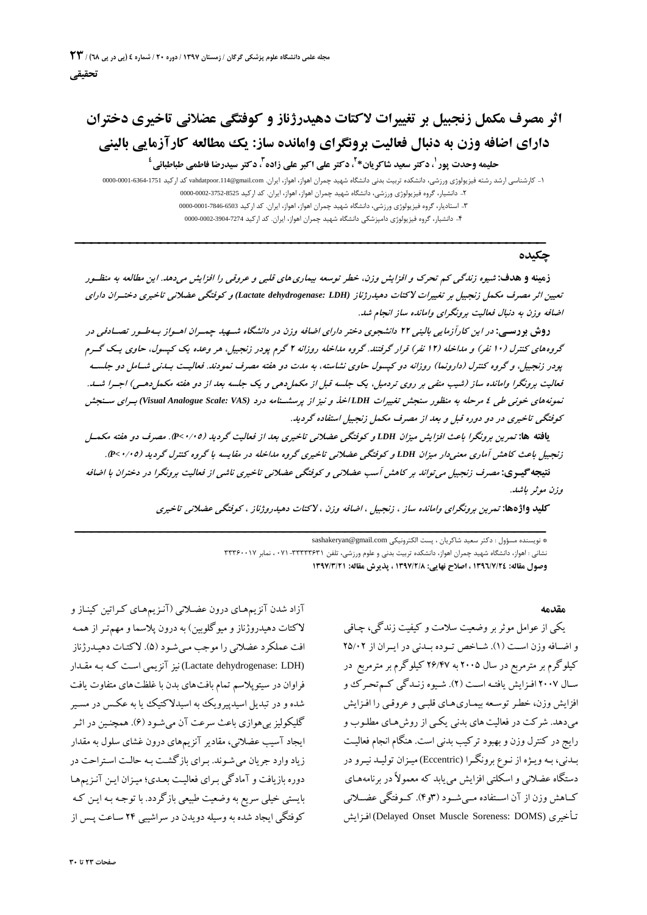**تحقیقی**

# اثر مصرف مکمل زنجبیل بر تغییرات لاکتات دهیدرژناز و کوفتگی عضلانی تاخیری دختران دارای اضافه وزن به دنبال فعالیت برونگرای وامانده ساز: یک مطالعه کارآزمایی بالینی

**حلیمه وحدت پور[1]، دکتر سعید شاکریان*[2]، دکتر علی اکبر علی زاده[3]، دکتر سیدرضا فاطمی طباطبائی[4]**

۱- کارشناسی ارشد رشته فیزیولوژی ورزشی، دانشکده تربیت بدنی دانشگاه شهید چمران اهواز، اهواز، ایران. vahdatpoor.114@gmail.com کد ارکید 0000-0001-6364-1751

۲- دانشیار، گروه فیزیولوژی ورزشی، دانشگاه شهید چمران اهواز، اهواز، ایران. کد ارکید 0000-0002-3752-8525

۳- استادیار، گروه فیزیولوژی ورزشی، دانشگاه شهید چمران اهواز، اهواز، ایران. کد ارکید 0000-0001-7846-6503

۴- دانشیار، گروه فیزیولوژی دامپزشکی دانشگاه شهید چمران اهواز، اهواز، ایران. کد ارکید 0000-0002-3904-7274

## چکیده

***زمینه و هدف:*** *شیوه زندگی کم تحرک و افزایش وزن، خطر توسعه بیماری‌های قلبی و عروقی را افزایش می‌دهد. این مطالعه به منظور تعیین اثر مصرف مکمل زنجبیل بر تغییرات لاکتات دهیدرژناز (Lactate dehydrogenase: LDH) و کوفتگی عضلانی تاخیری دختران دارای اضافه وزن به دنبال فعالیت برونگرای وامانده ساز انجام شد.*

***روش بررسی:*** *در این کارآزمایی بالینی ۲۲ دانشجوی دختر دارای اضافه وزن در دانشگاه شهید چمران اهواز به‌طور تصادفی در گروه‌های کنترل (۱۰ نفر) و مداخله (۱۲ نفر) قرار گرفتند. گروه مداخله روزانه ۲ گرم پودر زنجبیل، هر وعده یک کپسول، حاوی یک گرم پودر زنجبیل، و گروه کنترل (دارونما) روزانه دو کپسول حاوی نشاسته، به مدت دو هفته مصرف نمودند. فعالیت بدنی شامل دو جلسه فعالیت برونگرا وامانده ساز (شیب منفی بر روی تردمیل، یک جلسه قبل از مکمل‌دهی و یک جلسه بعد از دو هفته مکمل‌دهی) اجرا شد. نمونه‌های خونی طی ٤ مرحله به منظور سنجش تغییرات LDH اخذ و نیز از پرسشنامه درد (Visual Analogue Scale: VAS) برای سنجش کوفتگی تاخیری در دو دوره قبل و بعد از مصرف مکمل زنجبیل استفاده گردید.*

***یافته ها:*** *تمرین برونگرا باعث افزایش میزان LDH و کوفتگی عضلانی تاخیری بعد از فعالیت گردید ($P<0.05$). مصرف دو هفته مکمل زنجبیل باعث کاهش آماری معنی‌دار میزان LDH و کوفتگی عضلانی تاخیری گروه مداخله در مقایسه با گروه کنترل گردید ($P<0.05$).*

***نتیجه‌گیری:*** *مصرف زنجبیل می‌تواند بر کاهش آسیب عضلانی و کوفتگی عضلانی تاخیری ناشی از فعالیت برونگرا در دختران با اضافه وزن موثر باشد.*

**کلید واژه‌ها:** *تمرین برونگرای وامانده ساز، زنجبیل، اضافه وزن، لاکتات دهیدروژناز، کوفتگی عضلانی تاخیری*

* نویسنده مسؤول: دکتر سعید شاکریان، پست الکترونیکی sashakeryan@gmail.com

نشانی: اهواز، دانشگاه شهید چمران اهواز، دانشکده تربیت بدنی و علوم ورزشی، تلفن ۳۳۳۳۳۶۳۱-۰۷۱، نمابر ۳۳۳۶۰۰۱۷

**وصول مقاله: ۱۳۹٦/۷/۲٤، اصلاح نهایی: ۱۳۹۷/۲/۸، پذیرش مقاله: ۱۳۹۷/۳/۲۱**

## مقدمه

یکی از عوامل موثر بر وضعیت سلامت و کیفیت زندگی، چاقی و اضافه وزن است (۱). شاخص توده بدنی در ایران از ۲۵/۰۲ کیلوگرم بر مترمربع در سال ۲۰۰۵ به ۲۶/۴۷ کیلوگرم بر مترمربع در سال ۲۰۰۷ افزایش یافته است (۲). شیوه زندگی کم‌تحرک و افزایش وزن، خطر توسعه بیماری‌های قلبی و عروقی را افزایش می‌دهد. شرکت در فعالیت های بدنی یکی از روش‌های مطلوب و رایج در کنترل وزن و بهبود ترکیب بدنی است. هنگام انجام فعالیت بدنی، به ویژه از نوع برونگرا (Eccentric) میزان تولید نیرو در دستگاه عضلانی و اسکلتی افزایش می‌یابد که معمولاً در برنامه‌های کاهش وزن از آن استفاده می‌شود (۳و۴). کوفتگی عضلانی تأخیری (Delayed Onset Muscle Soreness: DOMS) افزایش آزاد شدن آنزیم‌های درون عضلانی (آنزیم‌های کراتین کیناز و لاکتات دهیدروژناز و میوگلوبین) به درون پلاسما و مهم‌تر از همه افت عملکرد عضلانی را موجب می‌شود (۵). لاکتات دهیدرژناز (Lactate dehydrogenase: LDH) نیز آنزیمی است که به مقدار فراوان در سیتوپلاسم تمام بافت‌های بدن با غلظت‌های متفاوت یافت شده و در تبدیل اسیدپیرویک به اسیدلاکتیک یا به عکس در مسیر گلیکولیز بی‌هوازی باعث سرعت آن می‌شود (٦). همچنین در اثر ایجاد آسیب عضلانی، مقادیر آنزیم‌های درون غشای سلول به مقدار زیاد وارد جریان می‌شوند. برای بازگشت به حالت استراحت در دوره بازیافت و آمادگی برای فعالیت بعدی؛ میزان این آنزیم‌ها بایستی خیلی سریع به وضعیت طبیعی بازگردد. با توجه به این که کوفتگی ایجاد شده به وسیله دویدن در سراشیبی ۲۴ ساعت پس از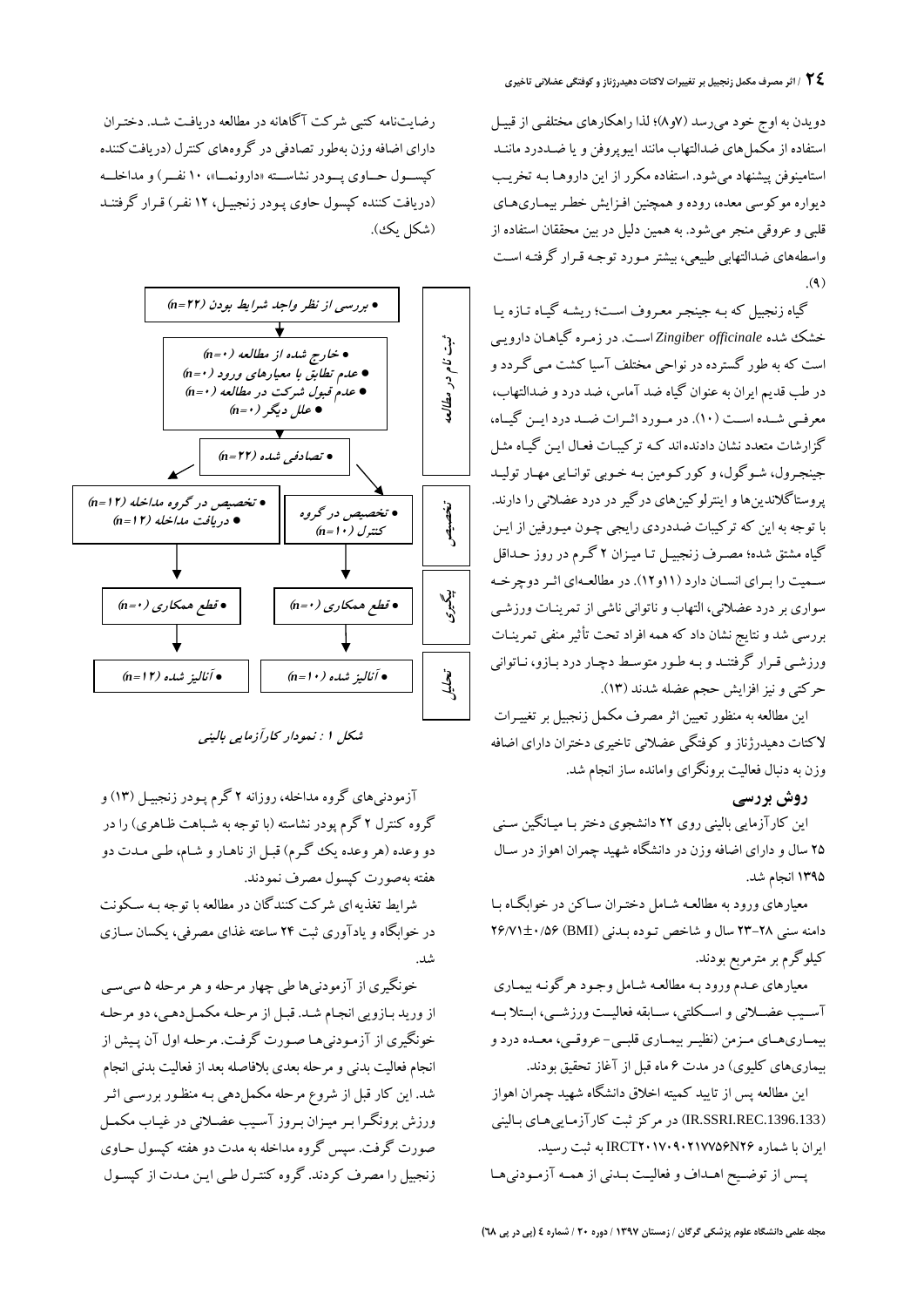دویدن به اوج خود می‌رسد (۷و۸)؛ لذا راهکارهای مختلفی از قبیل استفاده از مکمل‌های ضدالتهاب مانند ایبوپروفن و یا ضددرد مانند استامینوفن پیشنهاد می‌شود. استفاده مکرر از این داروها به تخریب دیواره موکوسی معده، روده و همچنین افزایش خطر بیماری‌های قلبی و عروقی منجر می‌شود. به همین دلیل در بین محققان استفاده از واسطه‌های ضدالتهابی طبیعی، بیشتر مورد توجه قرار گرفته است (۹).

گیاه زنجبیل که به جینجر معروف است؛ ریشه گیاه تازه یا خشک شده *Zingiber officinale* است. در زمره گیاهان دارویی است که به طور گسترده در نواحی مختلف آسیا کشت می‌گردد و در طب قدیم ایران به عنوان گیاه ضد آماس، ضد درد و ضدالتهاب، معرفی شده است (۱۰). در مورد اثرات ضد درد این گیاه، گزارشات متعدد نشان داده‌اند که ترکیبات فعال این گیاه مثل جینجرول، شوگول، و کورکومین به خوبی توانایی مهار تولید پروستاگلاندین‌ها و اینترلوکین‌های درگیر در درد عضلانی را دارند. با توجه به این که ترکیبات ضددردی رایجی چون میورفین از این گیاه مشتق شده؛ مصرف زنجبیل تا میزان ۲ گرم در روز حداقل سمیت را برای انسان دارد (۱۱و۱۲). در مطالعه‌ای اثر دوچرخه سواری بر درد عضلانی، التهاب و ناتوانی ناشی از تمرینات ورزشی بررسی شد و نتایج نشان داد که همه افراد تحت تأثیر منفی تمرینات ورزشی قرار گرفتند و به طور متوسط دچار درد بازو، ناتوانی حرکتی و نیز افزایش حجم عضله شدند (۱۳).

این مطالعه به منظور تعیین اثر مصرف مکمل زنجبیل بر تغییرات لاکتات دهیدرژناز و کوفتگی عضلانی تاخیری دختران دارای اضافه وزن به دنبال فعالیت برونگرای وامانده ساز انجام شد.

## روش بررسی

این کارآزمایی بالینی روی ۲۲ دانشجوی دختر با میانگین سنی ۲۵ سال و دارای اضافه وزن در دانشگاه شهید چمران اهواز در سال ۱۳۹۵ انجام شد.

معیارهای ورود به مطالعه شامل دختران ساکن در خوابگاه با دامنه سنی ۲۸-۲۳ سال و شاخص توده بدنی (BMI) ۰/۵۶±۲۶/۷۱ کیلوگرم بر مترمربع بودند.

معیارهای عدم ورود به مطالعه شامل وجود هرگونه بیماری آسیب عضلانی و اسکلتی، سابقه فعالیت ورزشی، ابتلا به بیماری‌های مزمن (نظیر بیماری قلبی-عروقی، معده درد و بیماری‌های کلیوی) در مدت ۶ ماه قبل از آغاز تحقیق بودند.

این مطالعه پس از تایید کمیته اخلاق دانشگاه شهید چمران اهواز (IR.SSRI.REC.1396.133) در مرکز ثبت کارآزمایی‌های بالینی ایران با شماره IRCT۲۰۱۷۰۹۰۲۱۷۷۵۶N۲۶ به ثبت رسید.

پس از توضیح اهداف و فعالیت بدنی از همه آزمودنی‌ها رضایت‌نامه کتبی شرکت آگاهانه در مطالعه دریافت شد. دختران دارای اضافه وزن به‌طور تصادفی در گروه‌های کنترل (دریافت‌کننده کپسول حاوی پودر نشاسته «دارونما»، ۱۰ نفر) و مداخله (دریافت کننده کپسول حاوی پودر زنجبیل، ۱۲ نفر) قرار گرفتند (شکل یک).

- **ثبت نام در مطالعه**
  - بررسی از نظر واجد شرایط بودن (n=۲۲)
  - خارج شده از مطالعه (n=۰)
    - عدم تطابق با معیارهای ورود (n=۰)
    - عدم قبول شرکت در مطالعه (n=۰)
    - علل دیگر (n=۰)
  - تصادفی شده (n=۲۲)
- **تخصیص**
  - تخصیص در گروه کنترل (n=۱۰)
  - تخصیص در گروه مداخله (n=۱۲)؛ دریافت مداخله (n=۱۲)
- **پیگیری**
  - گروه کنترل: قطع همکاری (n=۰)
  - گروه مداخله: قطع همکاری (n=۰)
- **تحلیل**
  - گروه کنترل: آنالیز شده (n=۱۰)
  - گروه مداخله: آنالیز شده (n=۱۲)

*شکل ۱ : نمودار کارآزمایی بالینی*

آزمودنی‌های گروه مداخله، روزانه ۲ گرم پودر زنجبیل (۱۳) و گروه کنترل ۲ گرم پودر نشاسته (با توجه به شباهت ظاهری) را در دو وعده (هر وعده یک گرم) قبل از ناهار و شام، طی مدت دو هفته به‌صورت کپسول مصرف نمودند.

شرایط تغذیه‌ای شرکت کنندگان در مطالعه با توجه به سکونت در خوابگاه و یادآوری ثبت ۲۴ ساعته غذای مصرفی، یکسان سازی شد.

خونگیری از آزمودنی‌ها طی چهار مرحله و هر مرحله ۵ سی‌سی از ورید بازویی انجام شد. قبل از مرحله مکمل‌دهی، دو مرحله خونگیری از آزمودنی‌ها صورت گرفت. مرحله اول آن پیش از انجام فعالیت بدنی و مرحله بعدی بلافاصله بعد از فعالیت بدنی انجام شد. این کار قبل از شروع مرحله مکمل‌دهی به منظور بررسی اثر ورزش برونگرا بر میزان بروز آسیب عضلانی در غیاب مکمل صورت گرفت. سپس گروه مداخله به مدت دو هفته کپسول حاوی زنجبیل را مصرف کردند. گروه کنترل طی این مدت از کپسول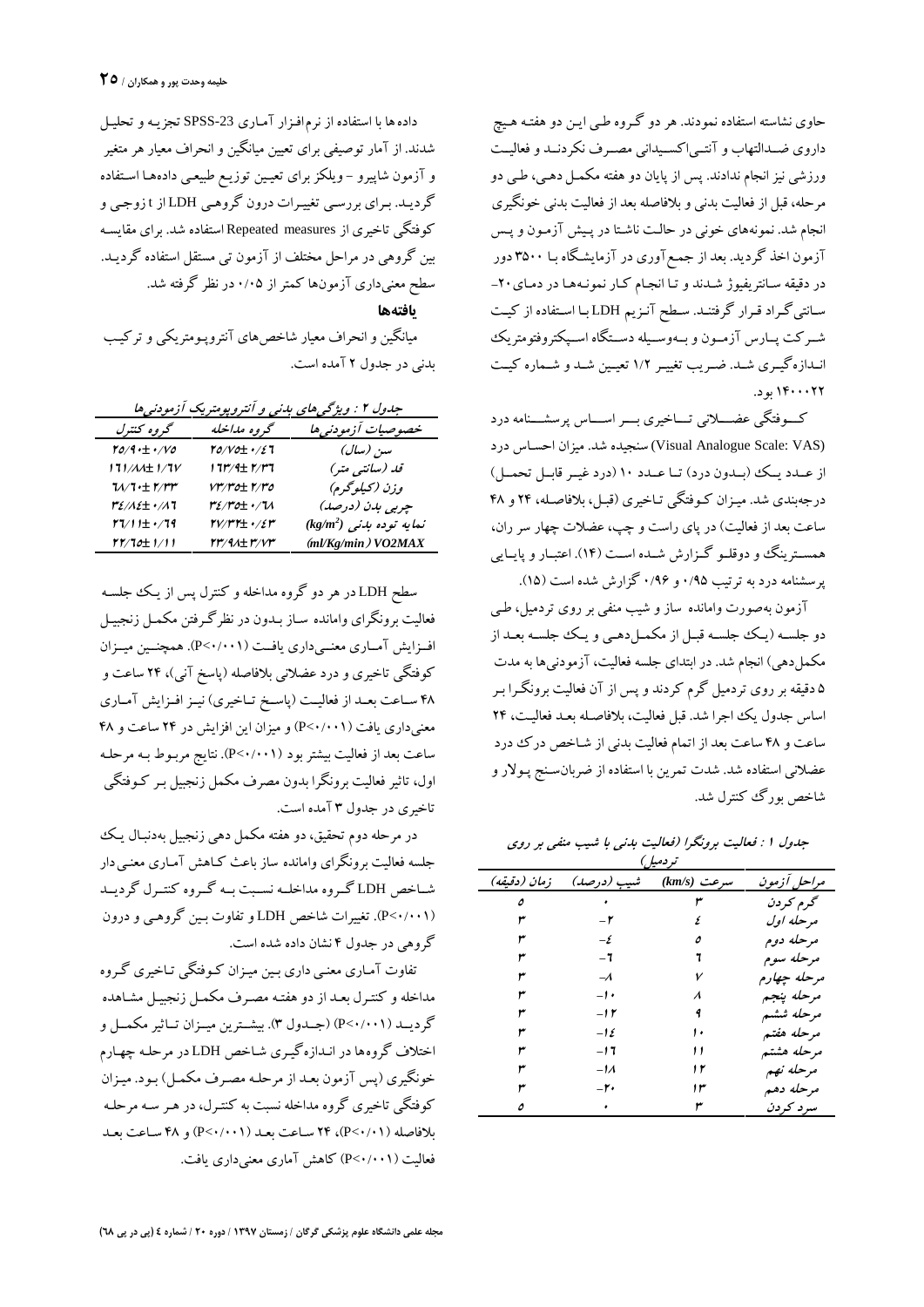حاوی نشاسته استفاده نمودند. هر دو گروه طی این دو هفته هیچ داروی ضدالتهاب و آنتی‌اکسیدانی مصرف نکردند و فعالیت ورزشی نیز انجام ندادند. پس از پایان دو هفته مکمل دهی، طی دو مرحله، قبل از فعالیت بدنی و بلافاصله بعد از فعالیت بدنی خونگیری انجام شد. نمونه‌های خونی در حالت ناشتا در پیش آزمون و پس آزمون اخذ گردید. بعد از جمع‌آوری در آزمایشگاه با ۳۵۰۰ دور در دقیقه سانتریفیوژ شدند و تا انجام کار نمونه‌ها در دمای ۲۰- سانتی‌گراد قرار گرفتند. سطح آنزیم LDH با استفاده از کیت شرکت پارس آزمون و به‌وسیله دستگاه اسپکتروفتومتریک اندازه‌گیری شد. ضریب تغییر ۱/۲ تعیین شد و شماره کیت ۱۴۰۰۰۲۲ بود.

کوفتگی عضلانی تاخیری بر اساس پرسشنامه درد (Visual Analogue Scale: VAS) سنجیده شد. میزان احساس درد از عدد یک (بدون درد) تا عدد ۱۰ (درد غیر قابل تحمل) درجه‌بندی شد. میزان کوفتگی تاخیری (قبل، بلافاصله، ۲۴ و ۴۸ ساعت بعد از فعالیت) در پای راست و چپ، عضلات چهار سر ران، همسترینگ و دوقلو گزارش شده است (۱۴). اعتبار و پایایی پرسشنامه درد به ترتیب ۰/۹۵ و ۰/۹۶ گزارش شده است (۱۵).

آزمون به‌صورت وامانده ساز و شیب منفی بر روی تردمیل، طی دو جلسه (یک جلسه قبل از مکمل‌دهی و یک جلسه بعد از مکمل‌دهی) انجام شد. در ابتدای جلسه فعالیت، آزمودنی‌ها به مدت ۵ دقیقه بر روی تردمیل گرم کردند و پس از آن فعالیت برونگرا بر اساس جدول یک اجرا شد. قبل فعالیت، بلافاصله بعد فعالیت، ۲۴ و ۴۸ ساعت بعد از اتمام فعالیت بدنی از شاخص درک درد عضلانی استفاده شد. شدت تمرین با استفاده از ضربان‌سنج پولار و شاخص بورگ کنترل شد.

جدول ۱ : فعالیت برونگرا (فعالیت بدنی با شیب منفی بر روی تردمیل)

| مراحل آزمون | سرعت (km/s) | شیب (درصد) | زمان (دقیقه) |
|---|---|---|---|
| گرم کردن | ۳ | ۰ | ۵ |
| مرحله اول | ۴ | ۲- | ۳ |
| مرحله دوم | ۵ | ۴- | ۳ |
| مرحله سوم | ۶ | ۶- | ۳ |
| مرحله چهارم | ۷ | ۸- | ۳ |
| مرحله پنجم | ۸ | ۱۰- | ۳ |
| مرحله ششم | ۹ | ۱۲- | ۳ |
| مرحله هفتم | ۱۰ | ۱۴- | ۳ |
| مرحله هشتم | ۱۱ | ۱۶- | ۳ |
| مرحله نهم | ۱۲ | ۱۸- | ۳ |
| مرحله دهم | ۱۳ | ۲۰- | ۳ |
| سرد کردن | ۳ | ۰ | ۵ |

داده‌ها با استفاده از نرم‌افزار آماری SPSS-23 تجزیه و تحلیل شدند. از آمار توصیفی برای تعیین میانگین و انحراف معیار هر متغیر و آزمون شاپیرو – ویلکز برای تعیین توزیع طبیعی داده‌ها استفاده گردید. برای بررسی تغییرات درون گروهی LDH از t زوجی و کوفتگی تاخیری از Repeated measures استفاده شد. برای مقایسه بین گروهی در مراحل مختلف از آزمون تی مستقل استفاده گردید. سطح معنی‌داری آزمون‌ها کمتر از ۰/۰۵ در نظر گرفته شد.

## یافته‌ها

میانگین و انحراف معیار شاخص‌های آنتروپومتریکی و ترکیب بدنی در جدول ۲ آمده است.

جدول ۲ : ویژگی‌های بدنی و آنتروپومتریک آزمودنی‌ها

| خصوصیات آزمودنی‌ها | گروه مداخله | گروه کنترل |
|---|---|---|
| سن (سال) | ۲۵/۷۵±۰/۴۶ | ۲۵/۹۰±۰/۷۵ |
| قد (سانتی متر) | ۱۶۳/۹±۲/۳۶ | ۱۶۱/۸۸±۱/۶۷ |
| وزن (کیلوگرم) | ۷۳/۳۵±۲/۳۵ | ۶۸/۶۰±۲/۳۳ |
| چربی بدن (درصد) | ۳۴/۳۵±۰/۶۸ | ۳۴/۸۴±۰/۸۶ |
| نمایه توده بدنی ($kg/m^2$) | ۲۷/۳۲±۰/۴۳ | ۲۶/۱۱±۰/۶۹ |
| VO2MAX (ml/Kg/min) | ۲۳/۹۸±۳/۷۳ | ۲۲/۶۵±۱/۱۱ |

سطح LDH در هر دو گروه مداخله و کنترل پس از یک جلسه فعالیت برونگرای وامانده ساز بدون در نظرگرفتن مکمل زنجبیل افزایش آماری معنی‌داری یافت (P<۰/۰۰۱). همچنین میزان کوفتگی تاخیری و درد عضلانی بلافاصله (پاسخ آنی)، ۲۴ ساعت و ۴۸ ساعت بعد از فعالیت (پاسخ تاخیری) نیز افزایش آماری معنی‌داری یافت (P<۰/۰۰۱) و میزان این افزایش در ۲۴ ساعت و ۴۸ ساعت بعد از فعالیت بیشتر بود (P<۰/۰۰۱). نتایج مربوط به مرحله اول، تاثیر فعالیت برونگرا بدون مصرف مکمل زنجبیل بر کوفتگی تاخیری در جدول ۳ آمده است.

در مرحله دوم تحقیق، دو هفته مکمل دهی زنجبیل به‌دنبال یک جلسه فعالیت برونگرای وامانده ساز باعث کاهش آماری معنی‌دار شاخص LDH گروه مداخله نسبت به گروه کنترل گردید (P<۰/۰۰۱). تغییرات شاخص LDH و تفاوت بین گروهی و درون گروهی در جدول ۴ نشان داده شده است.

تفاوت آماری معنی داری بین میزان کوفتگی تاخیری گروه مداخله و کنترل بعد از دو هفته مصرف مکمل زنجبیل مشاهده گردید (P<۰/۰۰۱) (جدول ۳). بیشترین میزان تاثیر مکمل و اختلاف گروه‌ها در اندازه‌گیری شاخص LDH در مرحله چهارم خونگیری (پس آزمون بعد از مرحله مصرف مکمل) بود. میزان کوفتگی تاخیری گروه مداخله نسبت به کنترل، در هر سه مرحله بلافاصله (P<۰/۰۱)، ۲۴ ساعت بعد (P<۰/۰۰۱) و ۴۸ ساعت بعد فعالیت (P<۰/۰۰۱) کاهش آماری معنی‌داری یافت.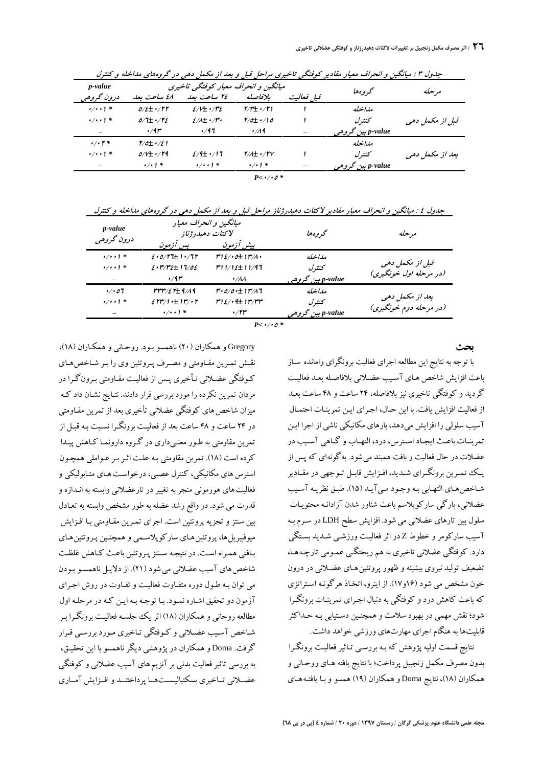جدول ۳ : میانگین و انحراف معیار مقادیر کوفتگی تاخیری مراحل قبل و بعد از مکمل دهی در گروه‌های مداخله و کنترل

| مرحله | گروه‌ها | میانگین و انحراف معیار کوفتگی تاخیری | | | | p-value |
|---|---|---|---|---|---|---|
| | | قبل فعالیت | بلافاصله | ۲۴ ساعت بعد | ۴۸ ساعت بعد | درون گروهی |
| قبل از مکمل دهی | مداخله | ۱ | ۲/۳±۰/۲۱ | ۴/۷±۰/۳۴ | ۵/۴±۰/۲۲ | ۰/۰۰۱ * |
| | کنترل | ۱ | ۲/۵±۰/۱۵ | ۴/۸±۰/۳۰ | ۵/۶±۰/۲۴ | ۰/۰۰۱ * |
| | p-value بین گروهی | – | ۰/۸۹ | ۰/۹۶ | ۰/۹۳ | – |
| بعد از مکمل دهی | مداخله | | | | ۲/۵±۰/۴۱ | ۰/۰۲ * |
| | کنترل | ۱ | ۲/۸±۰/۲۷ | ۴/۹±۰/۱۶ | ۵/۷±۰/۲۹ | ۰/۰۰۱ * |
| | p-value بین گروهی | – | ۰/۰۱ * | ۰/۰۰۱ * | ۰/۰۱ * | – |

P<۰/۰۵ *

جدول ٤ : میانگین و انحراف معیار مقادیر لاکتات دهیدرژناز مراحل قبل و بعد از مکمل دهی در گروه‌های مداخله و کنترل

| مرحله | گروه‌ها | میانگین و انحراف معیار لاکتات دهیدرژناز | | p-value |
|---|---|---|---|---|
| | | پیش آزمون | پس آزمون | درون گروهی |
| قبل از مکمل دهی (در مرحله اول خونگیری) | مداخله | ۳۱۴/۰۵±۱۳/۸۰ | ۴۰۵/۲۶±۱۰/۶۲ | ۰/۰۰۱ * |
| | کنترل | ۳۱۱/۱۴±۱۱/۹۶ | ۴۰۳/۳۴±۱۶/۵۴ | ۰/۰۰۱ * |
| | p-value بین گروهی | ۰/۸۸ | ۰/۹۳ | – |
| بعد از مکمل دهی (در مرحله دوم خونگیری) | مداخله | ۳۰۵/۵۰±۱۳/۸۶ | ۳۳۳/۴۴±۹/۸۹ | ۰/۰۵۶ |
| | کنترل | ۳۱۴/۰۹±۱۳/۳۳ | ۴۲۳/۱۰±۱۳/۰۲ | ۰/۰۰۱ * |
| | p-value بین گروهی | ۰/۲۳ | ۰/۰۰۱ * | – |

P<۰/۰۵ *

## بحث

با توجه به نتایج این مطالعه اجرای فعالیت برونگرای وامانده ساز باعث افزایش شاخص های آسیب عضلانی بلافاصله بعد فعالیت گردید و کوفتگی تاخیری نیز بلافاصله، ۲۴ ساعت و ۴۸ ساعت بعد از فعالیت افزایش یافت. با این حال، اجرای این تمرینات احتمال آسیب سلولی را افزایش می‌دهد، بارهای مکانیکی ناشی از اجرا این تمرینات باعث ایجاد استرس، درد، التهاب و گاهی آسیب در عضلات در حال فعالیت و بافت همبند می‌شود. به گونه‌ای که پس از یک تمرین برونگرای شدید، افزایش قابل توجهی در مقادیر شاخص‌های التهابی به وجود می‌آید (۱۵). طبق نظریه آسیب عضلانی، پارگی سارکوپلاسم باعث شناور شدن آزادانه محتویات سلول بین تارهای عضلانی می شود. افزایش سطح LDH در سرم به آسیب سارکومر و خطوط Z در اثر فعالیت ورزشی شدید بستگی دارد. کوفتگی عضلانی تاخیری به هم ریختگی عمومی تارچه‌ها، تضعیف تولید نیروی بیشینه و ظهور پروتئین‌های عضلانی در درون خون مشخص می شود (۱۶و۱۷). از اینرو، اتخاذ هرگونه استراتژی که باعث کاهش درد و کوفتگی به دنبال اجرای تمرینات برونگرا شود؛ نقش مهمی در بهبود سلامت و همچنین دستیابی به حداکثر قابلیت‌ها به هنگام اجرای مهارت‌های ورزشی خواهد داشت.

نتایج قسمت اولیه پژوهش که به بررسی تاثیر فعالیت برونگرا بدون مصرف مکمل زنجبیل پرداخت؛ با نتایج یافته های روحانی و همکاران (۱۸)، نتایج Doma و همکاران (۱۹) همسو و با یافته‌های Gregory و همکاران (۲۰) ناهمسو بود. روحانی و همکاران (۱۸)، نقش تمرین مقاومتی و مصرف پروتئین وی را بر شاخص‌های کوفتگی عضلانی تأخیری پس از فعالیت مقاومتی برون‌گرا در مردان تمرین نکرده را مورد بررسی قرار دادند. نتایج نشان داد که میزان شاخص‌های کوفتگی عضلانی تأخیری بعد از تمرین مقاومتی در ۲۴ ساعت و ۴۸ ساعت بعد از فعالیت برونگرا نسبت به قبل از تمرین مقاومتی به طور معنی‌داری در گروه دارونما کاهش پیدا کرده است (۱۸). تمرین مقاومتی به علت اثر بر عواملی همچون استرس های مکانیکی، کنترل عصبی، درخواست‌های متابولیکی و فعالیت‌های هورمونی منجر به تغییر در تارعضلانی وابسته به اندازه و قدرت می شود. در واقع رشد عضله به طور مشخص وابسته به تعادل بین سنتز و تجزیه پروتئین است. اجرای تمرین مقاومتی با افزایش میوفیبریل‌ها، پروتئین‌های سارکوپلاسمی و همچنین پروتئین‌های بافتی همراه است. در نتیجه سنتز پروتئین باعث کاهش غلظت شاخص‌های آسیب عضلانی می شود (۲۱). از دلایل ناهمسو بودن می توان به طول دوره متفاوت فعالیت و تفاوت در روش اجرای آزمون دو تحقیق اشاره نمود. با توجه به این که در مرحله اول مطالعه روحانی و همکاران (۱۸) اثر یک جلسه فعالیت برونگرا بر شاخص آسیب عضلانی و کوفتگی تاخیری مورد بررسی قرار گرفت. Doma و همکاران در پژوهشی دیگر ناهمسو با این تحقیق، به بررسی تاثیر فعالیت بدنی بر آنزیم‌های آسیب عضلانی و کوفتگی عضلانی تاخیری بسکتبالیست‌ها پرداختند و افزایش آماری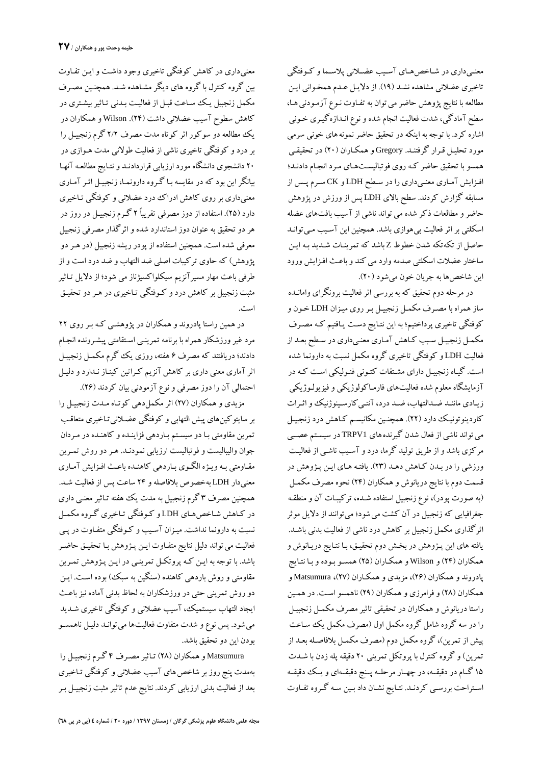معنی‌داری در شاخص‌های آسیب عضلانی پلاسما و کوفتگی تاخیری عضلانی مشاهده نشد (۱۹). از دلایل عدم همخوانی این مطالعه با نتایج پژوهش حاضر می توان به تفاوت نوع آزمودنی ها، سطح آمادگی، شدت فعالیت انجام شده و نوع اندازه‌گیری خونی اشاره کرد. با توجه به اینکه در تحقیق حاضر نمونه های خونی سرمی مورد تحلیل قرار گرفتند. Gregory و همکاران (۲۰) در تحقیقی همسو با تحقیق حاضر که روی فوتبالیست‌های مرد انجام دادند؛ افزایش آماری معنی‌داری را در سطح LDH و CK سرم پس از مسابقه گزارش کردند. سطح بالای LDH پس از ورزش در پژوهش حاضر و مطالعات ذکر شده می تواند ناشی از آسیب بافت‌های عضله اسکلتی بر اثر فعالیت بی‌هوازی باشد. همچنین این آسیب می‌توانـد حاصل از تکه‌تکه شدن خطوط Z باشد که تمرینات شدید به این ساختار عضلات اسکلتی صدمه وارد می کند و باعث افزایش ورود این شاخص‌ها به جریان خون می‌شود (۲۰).

در مرحله دوم تحقیق که به بررسی اثر فعالیت برونگرای وامانده ساز همراه با مصرف مکمل زنجبیل بر روی میزان LDH خون و کوفتگی تاخیری پرداختیم؛ به این نتایج دست یافتیم که مصرف مکمل زنجبیل سبب کاهش آماری معنی‌داری در سطح بعد از فعالیت LDH و کوفتگی تاخیری گروه مکمل نسبت به دارونما شده است. گیاه زنجبیل دارای مشتقات کتونی فنولیکی است که در آزمایشگاه معلوم شده فعالیت‌های فارماکولوژیکی و فیزیولوژیکی زیادی مانند ضدالتهاب، ضد درد، آنتی‌کارسینوژنیک و اثرات کاردیوتونیک دارد (۲۲). همچنین مکانیسم کاهش درد زنجبیل می تواند ناشی از فعال شدن گیرنده‌های TRPV1 در سیستم عصبی مرکزی باشد و از طریق تولید گرما، درد و آسیب ناشی از فعالیت ورزشی را در بدن کاهش دهد (۲۳). یافته های این پژوهش در قسمت دوم با نتایج دریانوش و همکاران (۲۴) نحوه مصرف مکمل (به صورت پودر)، نوع زنجبیل استفاده شده، ترکیبات آن و منطقه جغرافیایی که زنجبیل در آن کشت می شود؛ می‌توانند از دلایل موثر اثرگذاری مکمل زنجبیل بر کاهش درد ناشی از فعالیت بدنی باشد. یافته های این پژوهش در بخش دوم تحقیق، با نتایج دریانوش و همکاران (۲۴) و Wilson و همکاران (۲۵) همسو بوده و با نتایج پادروند و همکاران (۲۶)، مزیدی و همکاران (۲۷)، Matsumura و همکاران (۲۸) و فرامرزی و همکاران (۲۹) ناهمسو است. در همین راستا دریانوش و همکاران در تحقیقی تاثیر مصرف مکمل زنجبیل را در سه گروه شامل گروه مکمل اول (مصرف مکمل یک ساعت پیش از تمرین)، گروه مکمل دوم (مصرف مکمل بلافاصله بعد از تمرین) و گروه کنترل با پروتکل تمرینی ۲۰ دقیقه پله زدن با شدت ۱۵ گام در دقیقه، در چهار مرحله پنج دقیقه‌ای و یک دقیقه استراحت بررسی کردند. نتایج نشان داد بین سه گروه تفاوت معنی‌داری در کاهش کوفتگی تاخیری وجود داشت و این تفاوت بین گروه کنترل با گروه های دیگر مشاهده شد. همچنین مصرف مکمل زنجبیل یک ساعت قبل از فعالیت بدنی تاثیر بیشتری در کاهش سطوح آسیب عضلانی داشت (۲۴). Wilson و همکاران در یک مطالعه دو سوکور اثر کوتاه مدت مصرف ۲/۲ گرم زنجبیل را بر درد و کوفتگی تاخیری ناشی از فعالیت طولانی مدت هوازی در ۲۰ دانشجوی دانشگاه مورد ارزیابی قراردادند و نتایج مطالعه آنها بیانگر این بود که در مقایسه با گروه دارونما، زنجبیل اثر آماری معنی‌داری بر روی کاهش ادراک درد عضلانی و کوفتگی تاخیری دارد (۲۵). استفاده از دوز مصرفی تقریباً ۲ گرم زنجبیل در روز در هر دو تحقیق به عنوان دوز استاندارد شده و اثرگذار مصرفی زنجبیل معرفی شده است. همچنین استفاده از پودر ریشه زنجبیل (در هر دو پژوهش) که حاوی ترکیبات اصلی ضد التهاب و ضد درد است و از طرفی باعث مهار مسیرآنزیم سیکلواکسیژناز می شود؛ از دلایل تاثیر مثبت زنجبیل بر کاهش درد و کوفتگی تاخیری در هر دو تحقیق است.

در همین راستا پادروند و همکاران در پژوهشی که بر روی ۲۲ مرد غیر ورزشکار همراه با برنامه تمرینی استقامتی پیشرونده انجام دادند؛ دریافتند که مصرف ۶ هفته، روزی یک گرم مکمل زنجبیل اثر آماری معنی داری بر کاهش آنزیم کراتین کیناز ندارد و دلیل احتمالی آن را دوز مصرفی و نوع آزمودنی بیان کردند (۲۶).

مزیدی و همکاران (۲۷) اثر مکمل‌دهی کوتاه مدت زنجبیل را بر سایتوکین‌های پیش التهابی و کوفتگی عضلانی‌تاخیری متعاقب تمرین مقاومتی با دو سیستم باردهی فزاینده و کاهنده در مردان جوان والیبالیست و فوتبالیست ارزیابی نمودند. هر دو روش تمرین مقاومتی به ویژه الگوی باردهی کاهنده باعث افزایش آماری معنی‌دار LDH به‌خصوص بلافاصله و ۲۴ ساعت پس از فعالیت شد. همچنین مصرف ۳ گرم زنجبیل به مدت یک هفته تاثیر معنی داری در کاهش شاخص‌های LDH و کوفتگی تاخیری گروه مکمل نسبت به دارونما نداشت. میزان آسیب و کوفتگی متفاوت در پی فعالیت می تواند دلیل نتایج متفاوت این پژوهش با تحقیق حاضر باشد. با توجه به این که پروتکل تمرینی در این پژوهش تمرین مقاومتی و روش باردهی کاهنده (سنگین به سبک) بوده است. این دو روش تمرینی حتی در ورزشکاران به لحاظ بدنی آماده نیز باعث ایجاد التهاب سیستمیک، آسیب عضلانی و کوفتگی تاخیری شدید می‌شود. پس نوع و شدت متفاوت فعالیت‌ها می تواند دلیل ناهمسو بودن این دو تحقیق باشد.

Matsumura و همکاران (۲۸) تاثیر مصرف ۴ گرم زنجبیل را به‌مدت پنج روز بر شاخص های آسیب عضلانی و کوفتگی تاخیری بعد از فعالیت بدنی ارزیابی کردند. نتایج عدم تاثیر مثبت زنجبیل بر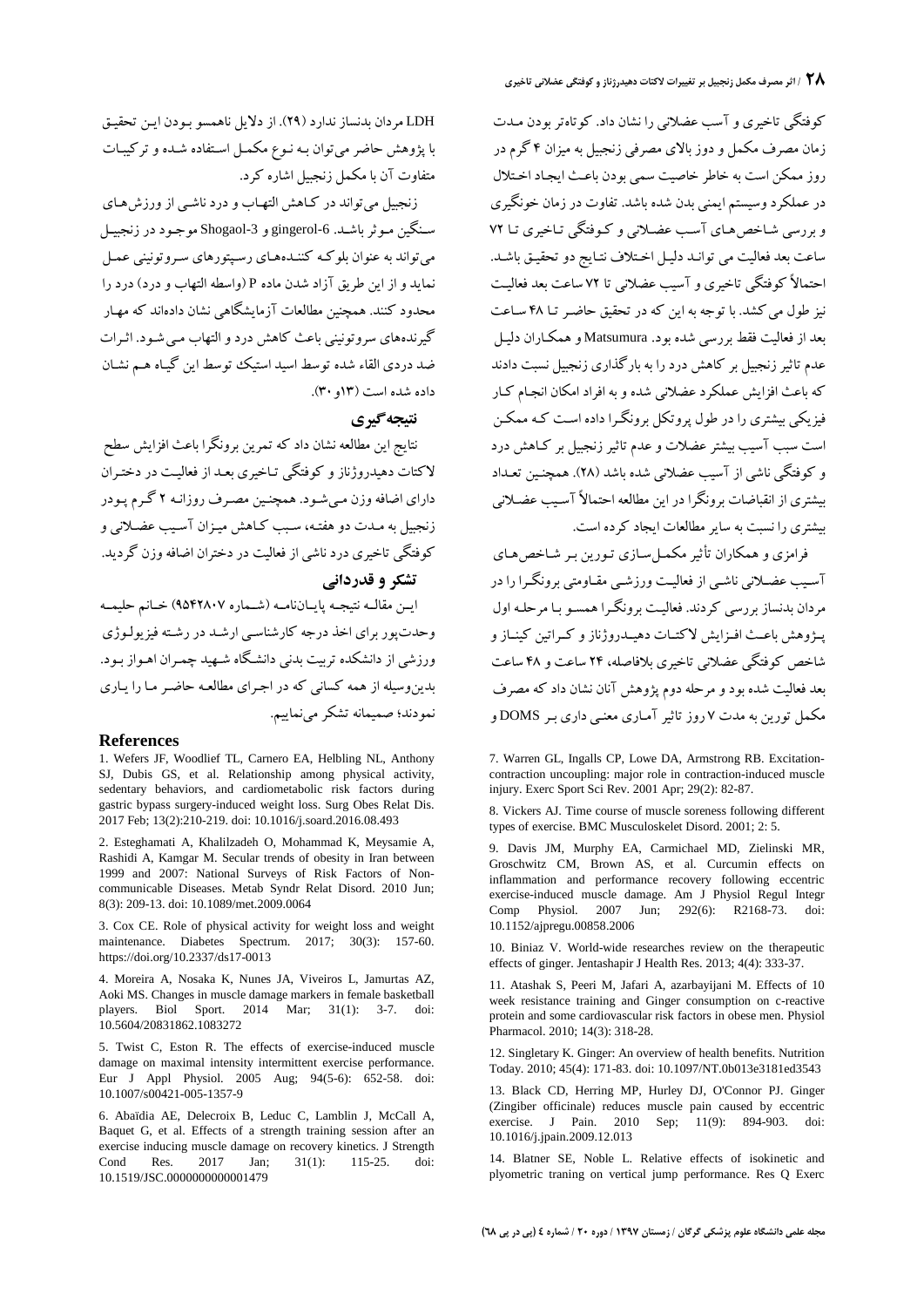کوفتگی تاخیری و آسب عضلانی را نشان داد. کوتاه‌تر بودن مـدت زمان مصرف مکمل و دوز بالای مصرفی زنجبیل به میزان ۴ گرم در روز ممکن است به خاطر خاصیت سمی بودن باعـث ایجـاد اختلال در عملکرد وسیستم ایمنی بدن شده باشد. تفاوت در زمان خونگیری و بررسی شاخص‌هـای آسـب عضـلانی و کـوفتگی تـاخیری تـا ۷۲ ساعت بعد فعالیت می توانـد دلیـل اخـتلاف نتـایج دو تحقیـق باشـد. احتمالاً کوفتگی تاخیری و آسیب عضلانی تا ۷۲ ساعت بعد فعالیت نیز طول می کشد. با توجه به این که در تحقیق حاضـر تـا ۴۸ سـاعت بعد از فعالیت فقط بررسی شده بود. Matsumura و همکـاران دلیـل عدم تاثیر زنجبیل بر کاهش درد را به بارگذاری زنجبیل نسبت دادند که باعث افزایش عملکرد عضلانی شده و به افراد امکان انجـام کـار فیزیکی بیشتری را در طول پروتکل برونگـرا داده اسـت کـه ممکـن است سبب آسیب بیشتر عضلات و عدم تاثیر زنجبیل بر کـاهش درد و کوفتگی ناشی از آسیب عضلانی شده باشد (۲۸). همچنـین تعـداد بیشتری از انقباضات برونگرا در این مطالعه احتمالاً آسـیب عضـلانی بیشتری را نسبت به سایر مطالعات ایجاد کرده است.

فرامزی و همکاران تأثیر مکمـل‌سـازی تـورین بـر شـاخص‌هـای آسیب عضـلانی ناشـی از فعالیـت ورزشـی مقـاومتی برونگـرا را در مردان بدنساز بررسی کردند. فعالیـت برونگـرا همسـو بـا مرحلـه اول پـژوهش باعـث افـزایش لاکتـات دهیـدروژناز و کـراتین کینـاز و شاخص کوفتگی عضلانی تاخیری بلافاصله، ۲۴ ساعت و ۴۸ ساعت بعد فعالیت شده بود و مرحله دوم پژوهش آنان نشان داد که مصرف مکمل تورین به مدت ۷ روز تاثیر آمـاری معنـی داری بـر DOMS و LDH مردان بدنساز ندارد (۲۹). از دلایل ناهمسو بـودن ایـن تحقیـق با پژوهش حاضر می‌توان بـه نـوع مکمـل اسـتفاده شـده و ترکیبـات متفاوت آن با مکمل زنجبیل اشاره کرد.

زنجبیل می‌تواند در کـاهش التهـاب و درد ناشـی از ورزش‌هـای سـنگین مـوثر باشـد. 6-gingerol و 3-Shogaol موجـود در زنجبیـل می‌تواند به عنوان بلوکـه کننـده‌هـای رسـپتورهای سـروتونینی عمـل نماید و از این طریق آزاد شدن ماده P (واسطه التهاب و درد) درد را محدود کنند. همچنین مطالعات آزمایشگاهی نشان داده‌اند که مهـار گیرنده‌های سروتونینی باعث کاهش درد و التهاب مـی‌شـود. اثـرات ضد دردی القاء شده توسط اسید استیک توسط این گیـاه هـم نشـان داده شده است (۱۳و ۳۰).

## نتیجه‌گیری

نتایج این مطالعه نشان داد که تمرین برونگرا باعث افزایش سطح لاکتات دهیدروژناز و کوفتگی تـاخیری بعـد از فعالیـت در دختـران دارای اضافه وزن مـی‌شـود. همچنـین مصـرف روزانـه ۲ گـرم پـودر زنجبیل به مـدت دو هفتـه، سـبب کـاهش میـزان آسـیب عضـلانی و کوفتگی تاخیری درد ناشی از فعالیت در دختران اضافه وزن گـردید.

## تشکر و قدردانی

ایـن مقالـه نتیجـه پایـان‌نامـه (شـماره ۹۵۴۲۸۰۷) خـانم حلیمـه وحدت‌پور برای اخذ درجه کارشناسـی ارشـد در رشـته فیزیولـوژی ورزشی از دانشکده تربیت بدنی دانشگاه شـهید چمـران اهـواز بـود. بدین‌وسیله از همه کسانی که در اجـرای مطالعـه حاضـر مـا را یـاری نمودند؛ صمیمانه تشکر می‌نماییم.

## References

1. Wefers JF, Woodlief TL, Carnero EA, Helbling NL, Anthony SJ, Dubis GS, et al. Relationship among physical activity, sedentary behaviors, and cardiometabolic risk factors during gastric bypass surgery-induced weight loss. Surg Obes Relat Dis. 2017 Feb; 13(2):210-219. doi: 10.1016/j.soard.2016.08.493

2. Esteghamati A, Khalilzadeh O, Mohammad K, Meysamie A, Rashidi A, Kamgar M. Secular trends of obesity in Iran between 1999 and 2007: National Surveys of Risk Factors of Non-communicable Diseases. Metab Syndr Relat Disord. 2010 Jun; 8(3): 209-13. doi: 10.1089/met.2009.0064

3. Cox CE. Role of physical activity for weight loss and weight maintenance. Diabetes Spectrum. 2017; 30(3): 157-60. https://doi.org/10.2337/ds17-0013

4. Moreira A, Nosaka K, Nunes JA, Viveiros L, Jamurtas AZ, Aoki MS. Changes in muscle damage markers in female basketball players. Biol Sport. 2014 Mar; 31(1): 3-7. doi: 10.5604/20831862.1083272

5. Twist C, Eston R. The effects of exercise-induced muscle damage on maximal intensity intermittent exercise performance. Eur J Appl Physiol. 2005 Aug; 94(5-6): 652-58. doi: 10.1007/s00421-005-1357-9

6. Abaïdia AE, Delecroix B, Leduc C, Lamblin J, McCall A, Baquet G, et al. Effects of a strength training session after an exercise inducing muscle damage on recovery kinetics. J Strength Cond Res. 2017 Jan; 31(1): 115-25. doi: 10.1519/JSC.0000000000001479

7. Warren GL, Ingalls CP, Lowe DA, Armstrong RB. Excitation-contraction uncoupling: major role in contraction-induced muscle injury. Exerc Sport Sci Rev. 2001 Apr; 29(2): 82-87.

8. Vickers AJ. Time course of muscle soreness following different types of exercise. BMC Musculoskelet Disord. 2001; 2: 5.

9. Davis JM, Murphy EA, Carmichael MD, Zielinski MR, Groschwitz CM, Brown AS, et al. Curcumin effects on inflammation and performance recovery following eccentric exercise-induced muscle damage. Am J Physiol Regul Integr Comp Physiol. 2007 Jun; 292(6): R2168-73. doi: 10.1152/ajpregu.00858.2006

10. Biniaz V. World-wide researches review on the therapeutic effects of ginger. Jentashapir J Health Res. 2013; 4(4): 333-37.

11. Atashak S, Peeri M, Jafari A, azarbayijani M. Effects of 10 week resistance training and Ginger consumption on c-reactive protein and some cardiovascular risk factors in obese men. Physiol Pharmacol. 2010; 14(3): 318-28.

12. Singletary K. Ginger: An overview of health benefits. Nutrition Today. 2010; 45(4): 171-83. doi: 10.1097/NT.0b013e3181ed3543

13. Black CD, Herring MP, Hurley DJ, O'Connor PJ. Ginger (Zingiber officinale) reduces muscle pain caused by eccentric exercise. J Pain. 2010 Sep; 11(9): 894-903. doi: 10.1016/j.jpain.2009.12.013

14. Blatner SE, Noble L. Relative effects of isokinetic and plyometric traning on vertical jump performance. Res Q Exerc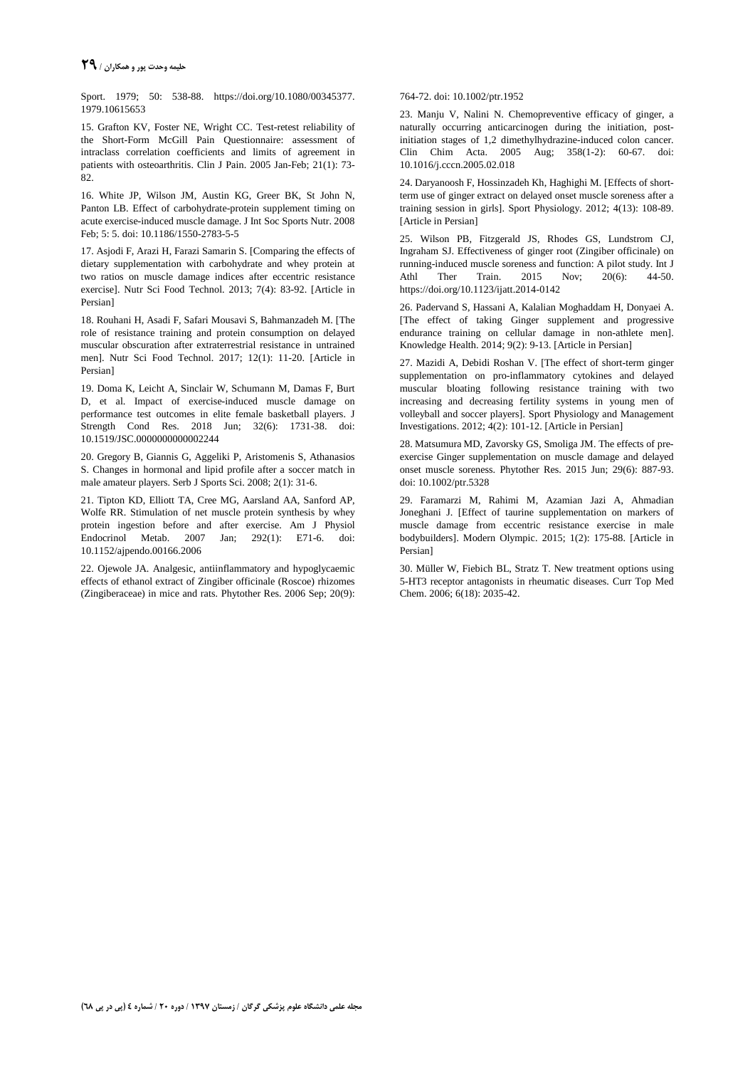Sport. 1979; 50: 538-88. https://doi.org/10.1080/00345377.1979.10615653

15. Grafton KV, Foster NE, Wright CC. Test-retest reliability of the Short-Form McGill Pain Questionnaire: assessment of intraclass correlation coefficients and limits of agreement in patients with osteoarthritis. Clin J Pain. 2005 Jan-Feb; 21(1): 73-82.

16. White JP, Wilson JM, Austin KG, Greer BK, St John N, Panton LB. Effect of carbohydrate-protein supplement timing on acute exercise-induced muscle damage. J Int Soc Sports Nutr. 2008 Feb; 5: 5. doi: 10.1186/1550-2783-5-5

17. Asjodi F, Arazi H, Farazi Samarin S. [Comparing the effects of dietary supplementation with carbohydrate and whey protein at two ratios on muscle damage indices after eccentric resistance exercise]. Nutr Sci Food Technol. 2013; 7(4): 83-92. [Article in Persian]

18. Rouhani H, Asadi F, Safari Mousavi S, Bahmanzadeh M. [The role of resistance training and protein consumption on delayed muscular obscuration after extraterrestrial resistance in untrained men]. Nutr Sci Food Technol. 2017; 12(1): 11-20. [Article in Persian]

19. Doma K, Leicht A, Sinclair W, Schumann M, Damas F, Burt D, et al. Impact of exercise-induced muscle damage on performance test outcomes in elite female basketball players. J Strength Cond Res. 2018 Jun; 32(6): 1731-38. doi: 10.1519/JSC.0000000000002244

20. Gregory B, Giannis G, Aggeliki P, Aristomenis S, Athanasios S. Changes in hormonal and lipid profile after a soccer match in male amateur players. Serb J Sports Sci. 2008; 2(1): 31-6.

21. Tipton KD, Elliott TA, Cree MG, Aarsland AA, Sanford AP, Wolfe RR. Stimulation of net muscle protein synthesis by whey protein ingestion before and after exercise. Am J Physiol Endocrinol Metab. 2007 Jan; 292(1): E71-6. doi: 10.1152/ajpendo.00166.2006

22. Ojewole JA. Analgesic, antiinflammatory and hypoglycaemic effects of ethanol extract of Zingiber officinale (Roscoe) rhizomes (Zingiberaceae) in mice and rats. Phytother Res. 2006 Sep; 20(9): 764-72. doi: 10.1002/ptr.1952

23. Manju V, Nalini N. Chemopreventive efficacy of ginger, a naturally occurring anticarcinogen during the initiation, post-initiation stages of 1,2 dimethylhydrazine-induced colon cancer. Clin Chim Acta. 2005 Aug; 358(1-2): 60-67. doi: 10.1016/j.cccn.2005.02.018

24. Daryanoosh F, Hossinzadeh Kh, Haghighi M. [Effects of short-term use of ginger extract on delayed onset muscle soreness after a training session in girls]. Sport Physiology. 2012; 4(13): 108-89. [Article in Persian]

25. Wilson PB, Fitzgerald JS, Rhodes GS, Lundstrom CJ, Ingraham SJ. Effectiveness of ginger root (Zingiber officinale) on running-induced muscle soreness and function: A pilot study. Int J Athl Ther Train. 2015 Nov; 20(6): 44-50. https://doi.org/10.1123/ijatt.2014-0142

26. Padervand S, Hassani A, Kalalian Moghaddam H, Donyaei A. [The effect of taking Ginger supplement and progressive endurance training on cellular damage in non-athlete men]. Knowledge Health. 2014; 9(2): 9-13. [Article in Persian]

27. Mazidi A, Debidi Roshan V. [The effect of short-term ginger supplementation on pro-inflammatory cytokines and delayed muscular bloating following resistance training with two increasing and decreasing fertility systems in young men of volleyball and soccer players]. Sport Physiology and Management Investigations. 2012; 4(2): 101-12. [Article in Persian]

28. Matsumura MD, Zavorsky GS, Smoliga JM. The effects of pre-exercise Ginger supplementation on muscle damage and delayed onset muscle soreness. Phytother Res. 2015 Jun; 29(6): 887-93. doi: 10.1002/ptr.5328

29. Faramarzi M, Rahimi M, Azamian Jazi A, Ahmadian Joneghani J. [Effect of taurine supplementation on markers of muscle damage from eccentric resistance exercise in male bodybuilders]. Modern Olympic. 2015; 1(2): 175-88. [Article in Persian]

30. Müller W, Fiebich BL, Stratz T. New treatment options using 5-HT3 receptor antagonists in rheumatic diseases. Curr Top Med Chem. 2006; 6(18): 2035-42.